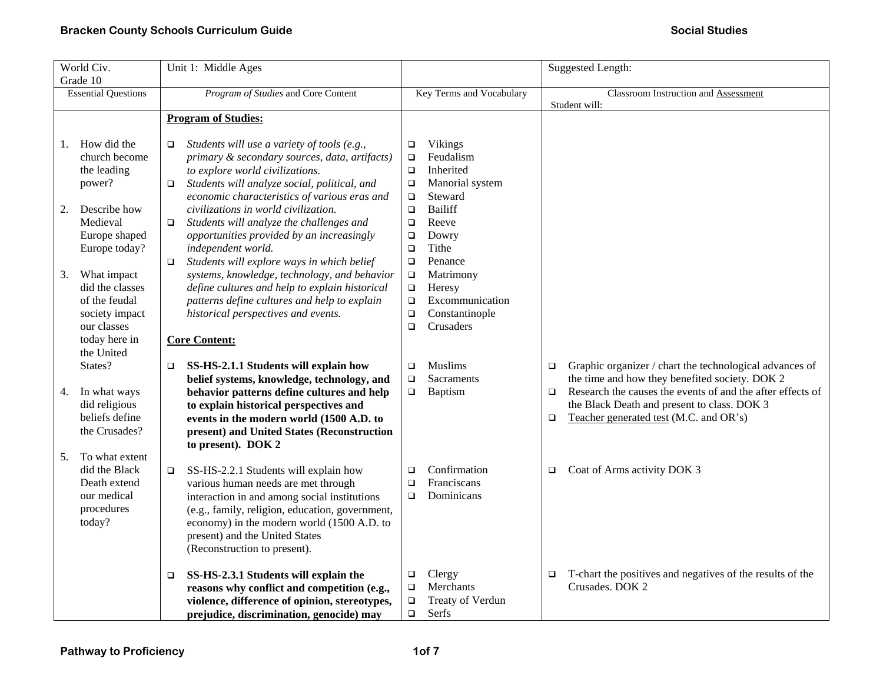| World Civ. Grade 10 | Unit 1: Middle Ages | | Suggested Length: |
|---|---|---|---|
| Essential Questions | *Program of Studies* and Core Content | Key Terms and Vocabulary | Classroom Instruction and Assessment<br>Student will: |
| 1. How did the church become the leading power?<br><br>2. Describe how Medieval Europe shaped Europe today?<br><br>3. What impact did the classes of the feudal society impact our classes today here in the United States?<br><br>4. In what ways did religious beliefs define the Crusades?<br><br>5. To what extent did the Black Death extend our medical procedures today? | **Program of Studies:**<br><br>❑ *Students will use a variety of tools (e.g., primary & secondary sources, data, artifacts) to explore world civilizations.*<br>❑ *Students will analyze social, political, and economic characteristics of various eras and civilizations in world civilization.*<br>❑ *Students will analyze the challenges and opportunities provided by an increasingly independent world.*<br>❑ *Students will explore ways in which belief systems, knowledge, technology, and behavior define cultures and help to explain historical patterns define cultures and help to explain historical perspectives and events.*<br><br>**Core Content:** | ❑ Vikings<br>❑ Feudalism<br>❑ Inherited<br>❑ Manorial system<br>❑ Steward<br>❑ Bailiff<br>❑ Reeve<br>❑ Dowry<br>❑ Tithe<br>❑ Penance<br>❑ Matrimony<br>❑ Heresy<br>❑ Excommunication<br>❑ Constantinople<br>❑ Crusaders | |
| | ❑ **SS-HS-2.1.1 Students will explain how belief systems, knowledge, technology, and behavior patterns define cultures and help to explain historical perspectives and events in the modern world (1500 A.D. to present) and United States (Reconstruction to present). DOK 2** | ❑ Muslims<br>❑ Sacraments<br>❑ Baptism | ❑ Graphic organizer / chart the technological advances of the time and how they benefited society. DOK 2<br>❑ Research the causes the events of and the after effects of the Black Death and present to class. DOK 3<br>❑ Teacher generated test (M.C. and OR's) |
| | ❑ SS-HS-2.2.1 Students will explain how various human needs are met through interaction in and among social institutions (e.g., family, religion, education, government, economy) in the modern world (1500 A.D. to present) and the United States (Reconstruction to present). | ❑ Confirmation<br>❑ Franciscans<br>❑ Dominicans | ❑ Coat of Arms activity DOK 3 |
| | ❑ **SS-HS-2.3.1 Students will explain the reasons why conflict and competition (e.g., violence, difference of opinion, stereotypes, prejudice, discrimination, genocide) may** | ❑ Clergy<br>❑ Merchants<br>❑ Treaty of Verdun<br>❑ Serfs | ❑ T-chart the positives and negatives of the results of the Crusades. DOK 2 |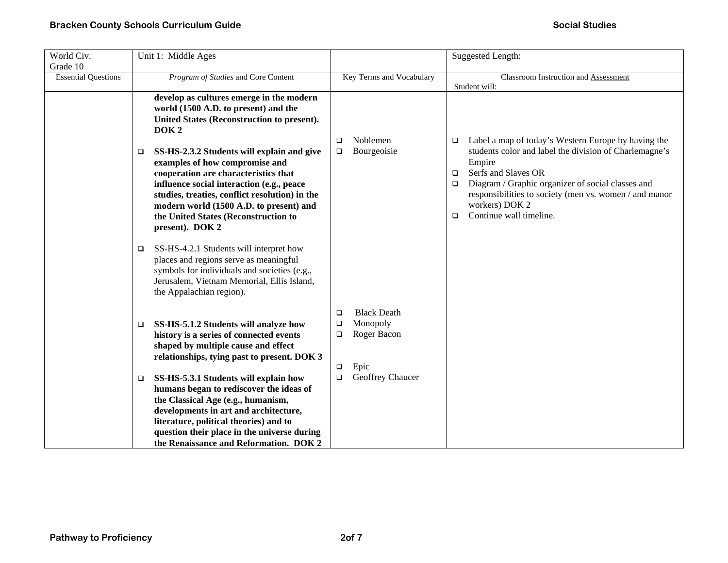| World Civ. Grade 10 | Unit 1: Middle Ages | | Suggested Length: |
|---|---|---|---|
| Essential Questions | *Program of Studies* and Core Content | Key Terms and Vocabulary | Classroom Instruction and Assessment Student will: |
| | **develop as cultures emerge in the modern world (1500 A.D. to present) and the United States (Reconstruction to present). DOK 2**<br><br>❑ **SS-HS-2.3.2 Students will explain and give examples of how compromise and cooperation are characteristics that influence social interaction (e.g., peace studies, treaties, conflict resolution) in the modern world (1500 A.D. to present) and the United States (Reconstruction to present). DOK 2**<br><br>❑ SS-HS-4.2.1 Students will interpret how places and regions serve as meaningful symbols for individuals and societies (e.g., Jerusalem, Vietnam Memorial, Ellis Island, the Appalachian region).<br><br>❑ **SS-HS-5.1.2 Students will analyze how history is a series of connected events shaped by multiple cause and effect relationships, tying past to present. DOK 3**<br><br>❑ **SS-HS-5.3.1 Students will explain how humans began to rediscover the ideas of the Classical Age (e.g., humanism, developments in art and architecture, literature, political theories) and to question their place in the universe during the Renaissance and Reformation. DOK 2** | ❑ Noblemen<br>❑ Bourgeoisie<br><br>❑ Black Death<br>❑ Monopoly<br>❑ Roger Bacon<br><br>❑ Epic<br>❑ Geoffrey Chaucer | ❑ Label a map of today's Western Europe by having the students color and label the division of Charlemagne's Empire<br>❑ Serfs and Slaves OR<br>❑ Diagram / Graphic organizer of social classes and responsibilities to society (men vs. women / and manor workers) DOK 2<br>❑ Continue wall timeline. |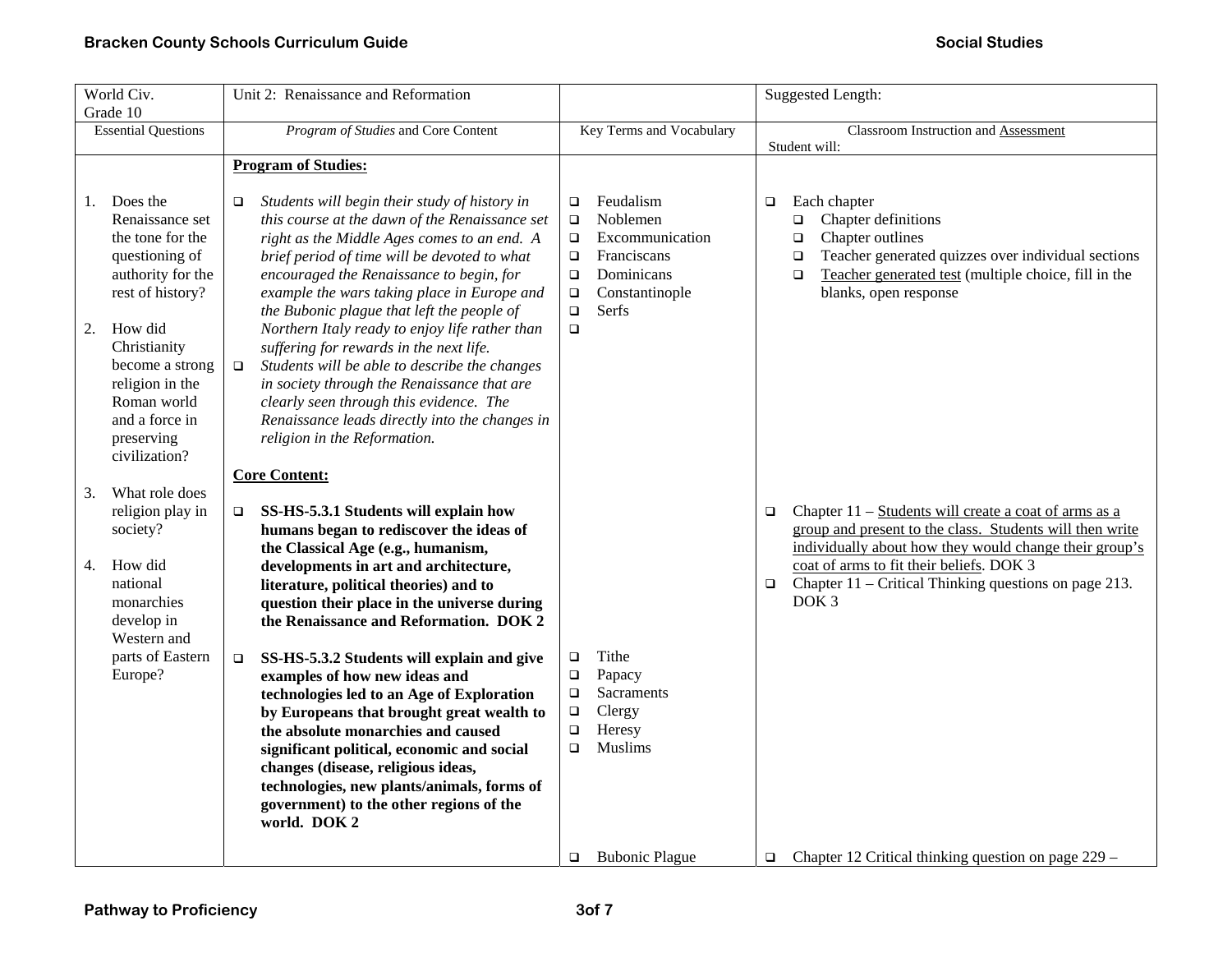| World Civ. Grade 10 | Unit 2: Renaissance and Reformation | | Suggested Length: |
|---|---|---|---|
| Essential Questions | *Program of Studies* and Core Content | Key Terms and Vocabulary | Classroom Instruction and Assessment<br>Student will: |
| 1. Does the Renaissance set the tone for the questioning of authority for the rest of history?<br><br>2. How did Christianity become a strong religion in the Roman world and a force in preserving civilization?<br><br>3. What role does religion play in society?<br><br>4. How did national monarchies develop in Western and parts of Eastern Europe? | **Program of Studies:**<br><br>❑ *Students will begin their study of history in this course at the dawn of the Renaissance set right as the Middle Ages comes to an end. A brief period of time will be devoted to what encouraged the Renaissance to begin, for example the wars taking place in Europe and the Bubonic plague that left the people of Northern Italy ready to enjoy life rather than suffering for rewards in the next life.*<br>❑ *Students will be able to describe the changes in society through the Renaissance that are clearly seen through this evidence. The Renaissance leads directly into the changes in religion in the Reformation.* | ❑ Feudalism<br>❑ Noblemen<br>❑ Excommunication<br>❑ Franciscans<br>❑ Dominicans<br>❑ Constantinople<br>❑ Serfs<br>❑ | ❑ Each chapter<br>❑ Chapter definitions<br>❑ Chapter outlines<br>❑ Teacher generated quizzes over individual sections<br>❑ Teacher generated test (multiple choice, fill in the blanks, open response |
| | **Core Content:**<br><br>❑ **SS-HS-5.3.1 Students will explain how humans began to rediscover the ideas of the Classical Age (e.g., humanism, developments in art and architecture, literature, political theories) and to question their place in the universe during the Renaissance and Reformation. DOK 2** | | ❑ Chapter 11 – Students will create a coat of arms as a group and present to the class. Students will then write individually about how they would change their group's coat of arms to fit their beliefs. DOK 3<br>❑ Chapter 11 – Critical Thinking questions on page 213. DOK 3 |
| | ❑ **SS-HS-5.3.2 Students will explain and give examples of how new ideas and technologies led to an Age of Exploration by Europeans that brought great wealth to the absolute monarchies and caused significant political, economic and social changes (disease, religious ideas, technologies, new plants/animals, forms of government) to the other regions of the world. DOK 2** | ❑ Tithe<br>❑ Papacy<br>❑ Sacraments<br>❑ Clergy<br>❑ Heresy<br>❑ Muslims | |
| | | ❑ Bubonic Plague | ❑ Chapter 12 Critical thinking question on page 229 – |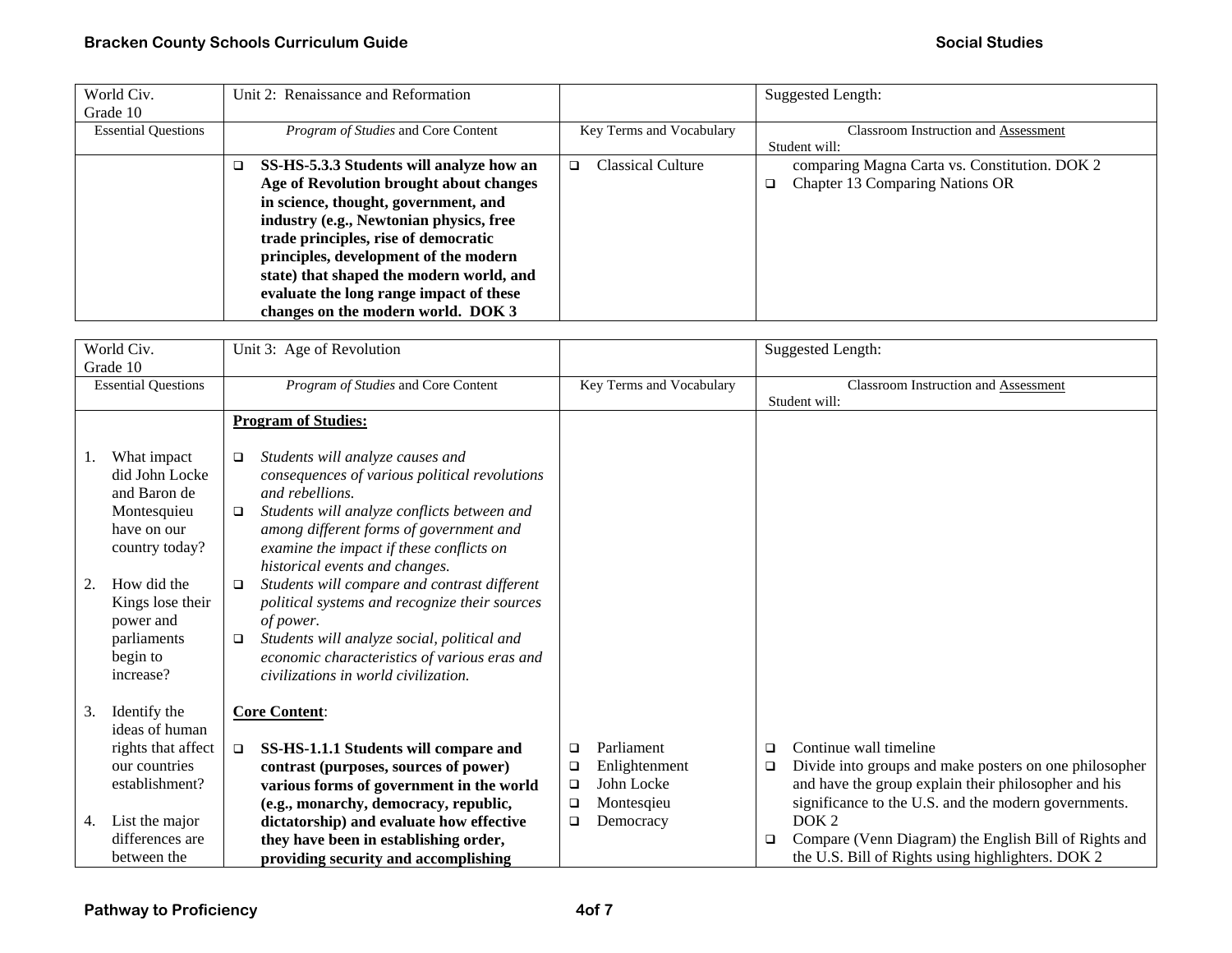| World Civ. Grade 10 | Unit 2: Renaissance and Reformation | | Suggested Length: |
|---|---|---|---|
| Essential Questions | *Program of Studies* and Core Content | Key Terms and Vocabulary | Classroom Instruction and Assessment<br>Student will: |
| | ❑ **SS-HS-5.3.3 Students will analyze how an Age of Revolution brought about changes in science, thought, government, and industry (e.g., Newtonian physics, free trade principles, rise of democratic principles, development of the modern state) that shaped the modern world, and evaluate the long range impact of these changes on the modern world. DOK 3** | ❑ Classical Culture | comparing Magna Carta vs. Constitution. DOK 2<br>❑ Chapter 13 Comparing Nations OR |

| World Civ. Grade 10 | Unit 3: Age of Revolution | | Suggested Length: |
|---|---|---|---|
| Essential Questions | *Program of Studies* and Core Content | Key Terms and Vocabulary | Classroom Instruction and Assessment<br>Student will: |
| 1. What impact did John Locke and Baron de Montesquieu have on our country today?<br><br>2. How did the Kings lose their power and parliaments begin to increase?<br><br>3. Identify the ideas of human rights that affect our countries establishment?<br><br>4. List the major differences are between the | **Program of Studies:**<br><br>❑ *Students will analyze causes and consequences of various political revolutions and rebellions.*<br>❑ *Students will analyze conflicts between and among different forms of government and examine the impact if these conflicts on historical events and changes.*<br>❑ *Students will compare and contrast different political systems and recognize their sources of power.*<br>❑ *Students will analyze social, political and economic characteristics of various eras and civilizations in world civilization.*<br><br>**Core Content**:<br><br>❑ **SS-HS-1.1.1 Students will compare and contrast (purposes, sources of power) various forms of government in the world (e.g., monarchy, democracy, republic, dictatorship) and evaluate how effective they have been in establishing order, providing security and accomplishing** | ❑ Parliament<br>❑ Enlightenment<br>❑ John Locke<br>❑ Montesqieu<br>❑ Democracy | ❑ Continue wall timeline<br>❑ Divide into groups and make posters on one philosopher and have the group explain their philosopher and his significance to the U.S. and the modern governments. DOK 2<br>❑ Compare (Venn Diagram) the English Bill of Rights and the U.S. Bill of Rights using highlighters. DOK 2 |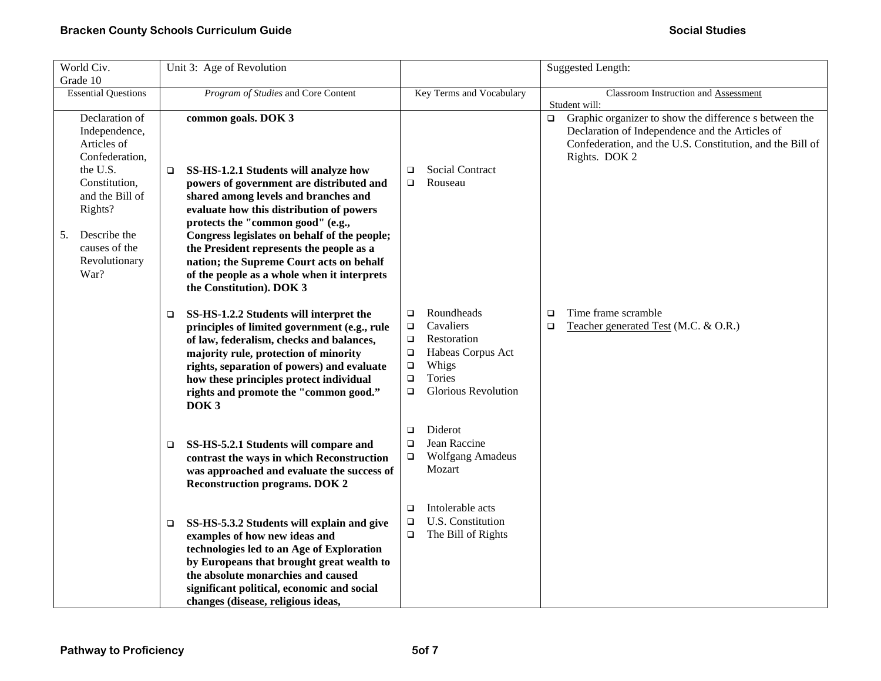| World Civ. Grade 10 | Unit 3: Age of Revolution | | Suggested Length: |
|---|---|---|---|
| Essential Questions | *Program of Studies* and Core Content | Key Terms and Vocabulary | Classroom Instruction and Assessment<br>Student will: |
| Declaration of Independence, Articles of Confederation, the U.S. Constitution, and the Bill of Rights?<br><br>5. Describe the causes of the Revolutionary War? | **common goals. DOK 3**<br><br>❑ **SS-HS-1.2.1 Students will analyze how powers of government are distributed and shared among levels and branches and evaluate how this distribution of powers protects the "common good" (e.g., Congress legislates on behalf of the people; the President represents the people as a nation; the Supreme Court acts on behalf of the people as a whole when it interprets the Constitution). DOK 3**<br><br>❑ **SS-HS-1.2.2 Students will interpret the principles of limited government (e.g., rule of law, federalism, checks and balances, majority rule, protection of minority rights, separation of powers) and evaluate how these principles protect individual rights and promote the "common good." DOK 3**<br><br>❑ **SS-HS-5.2.1 Students will compare and contrast the ways in which Reconstruction was approached and evaluate the success of Reconstruction programs. DOK 2**<br><br>❑ **SS-HS-5.3.2 Students will explain and give examples of how new ideas and technologies led to an Age of Exploration by Europeans that brought great wealth to the absolute monarchies and caused significant political, economic and social changes (disease, religious ideas,** | ❑ Social Contract<br>❑ Rouseau<br><br>❑ Roundheads<br>❑ Cavaliers<br>❑ Restoration<br>❑ Habeas Corpus Act<br>❑ Whigs<br>❑ Tories<br>❑ Glorious Revolution<br><br>❑ Diderot<br>❑ Jean Raccine<br>❑ Wolfgang Amadeus Mozart<br><br>❑ Intolerable acts<br>❑ U.S. Constitution<br>❑ The Bill of Rights | ❑ Graphic organizer to show the difference s between the Declaration of Independence and the Articles of Confederation, and the U.S. Constitution, and the Bill of Rights. DOK 2<br><br>❑ Time frame scramble<br>❑ <u>Teacher generated Test</u> (M.C. & O.R.) |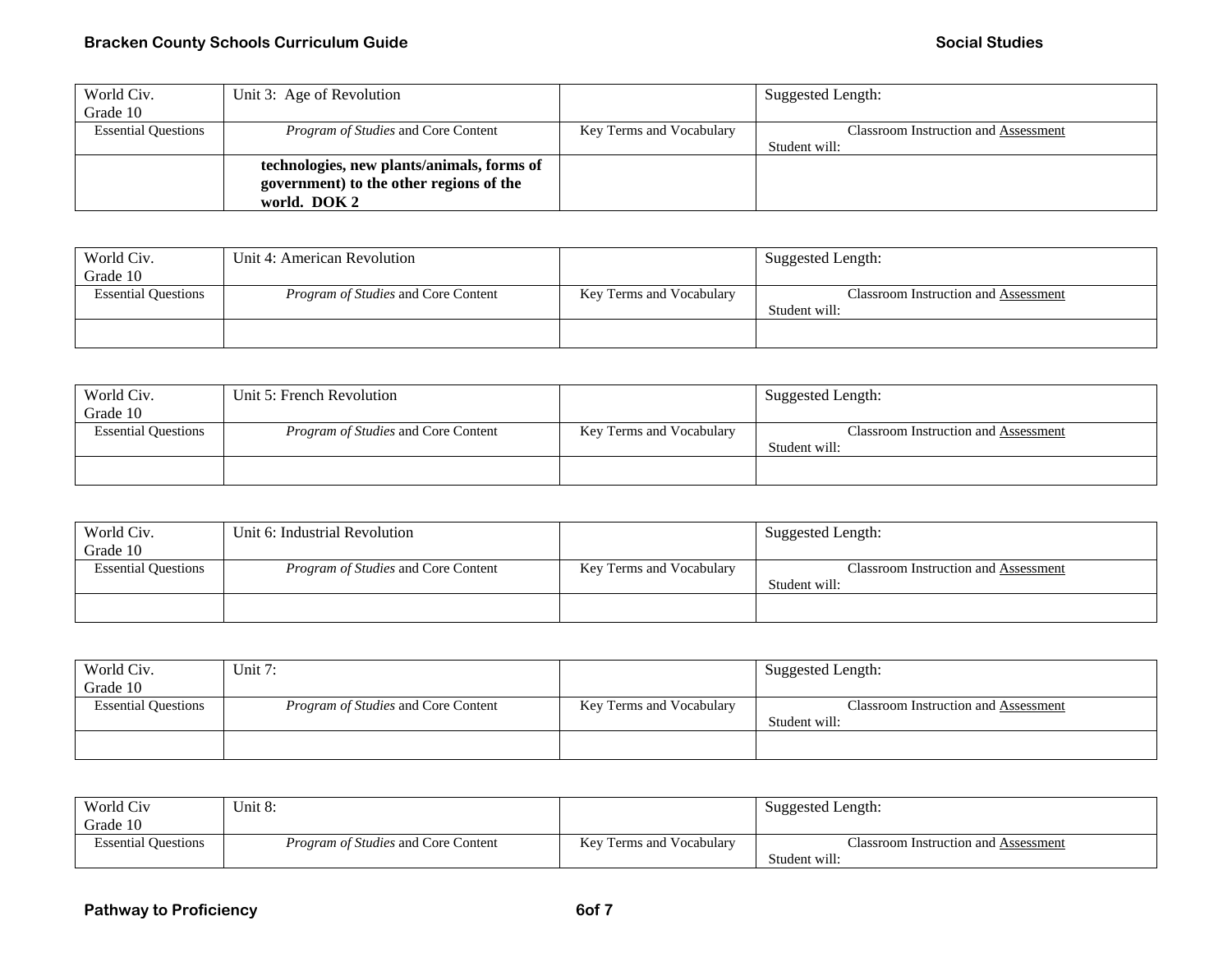| World Civ. Grade 10 | Unit 3: Age of Revolution | | Suggested Length: |
|---|---|---|---|
| Essential Questions | *Program of Studies* and Core Content | Key Terms and Vocabulary | Classroom Instruction and Assessment Student will: |
| | **technologies, new plants/animals, forms of government) to the other regions of the world. DOK 2** | | |

| World Civ. Grade 10 | Unit 4: American Revolution | | Suggested Length: |
|---|---|---|---|
| Essential Questions | *Program of Studies* and Core Content | Key Terms and Vocabulary | Classroom Instruction and Assessment Student will: |
| | | | |

| World Civ. Grade 10 | Unit 5: French Revolution | | Suggested Length: |
|---|---|---|---|
| Essential Questions | *Program of Studies* and Core Content | Key Terms and Vocabulary | Classroom Instruction and Assessment Student will: |
| | | | |

| World Civ. Grade 10 | Unit 6: Industrial Revolution | | Suggested Length: |
|---|---|---|---|
| Essential Questions | *Program of Studies* and Core Content | Key Terms and Vocabulary | Classroom Instruction and Assessment Student will: |
| | | | |

| World Civ. Grade 10 | Unit 7: | | Suggested Length: |
|---|---|---|---|
| Essential Questions | *Program of Studies* and Core Content | Key Terms and Vocabulary | Classroom Instruction and Assessment Student will: |
| | | | |

| World Civ Grade 10 | Unit 8: | | Suggested Length: |
|---|---|---|---|
| Essential Questions | *Program of Studies* and Core Content | Key Terms and Vocabulary | Classroom Instruction and Assessment Student will: |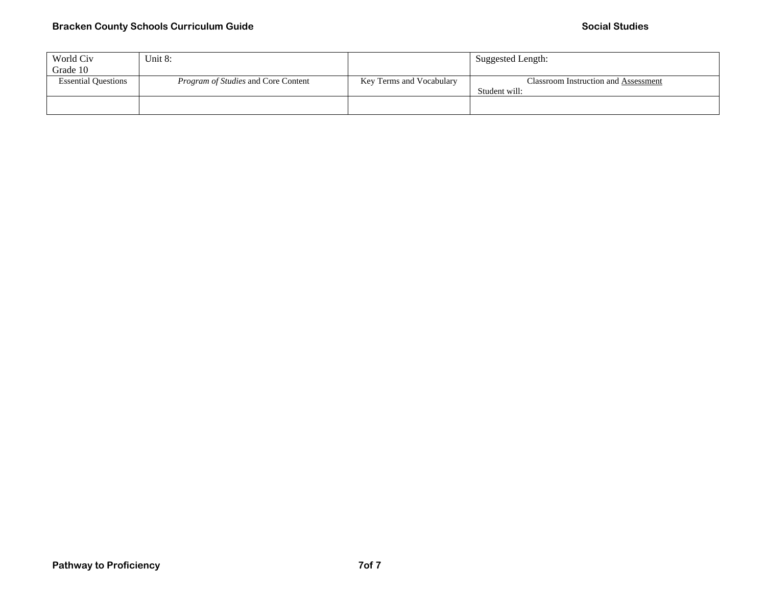| World Civ<br>Grade 10 | Unit 8: | | Suggested Length: |
|---|---|---|---|
| Essential Questions | *Program of Studies* and Core Content | Key Terms and Vocabulary | Classroom Instruction and Assessment<br>Student will: |
| | | | |